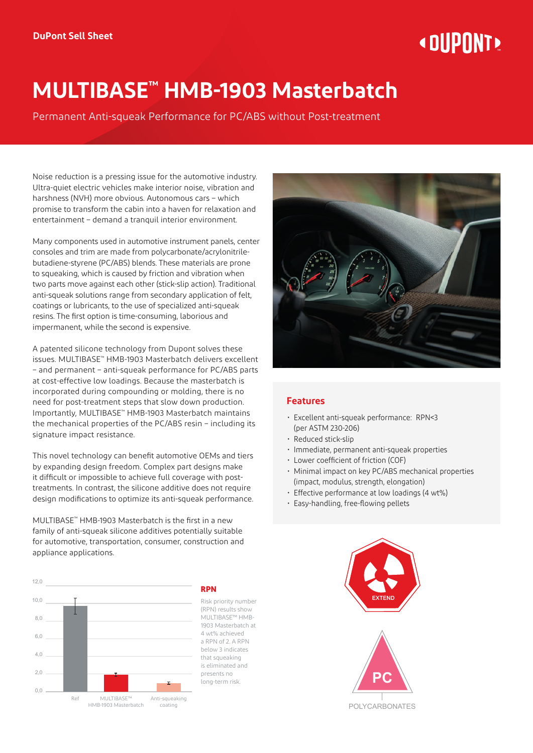DuPont Sell Sheet

# MULTIBASE™ HMB-1903 Masterbatch

Permanent Anti-squeak Performance for PC/ABS without Post-treatment

Noise reduction is a pressing issue for the automotive industry. Ultra-quiet electric vehicles make interior noise, vibration and harshness (NVH) more obvious. Autonomous cars – which promise to transform the cabin into a haven for relaxation and entertainment – demand a tranquil interior environment.

Many components used in automotive instrument panels, center consoles and trim are made from polycarbonate/acrylonitrile-butadiene-styrene (PC/ABS) blends. These materials are prone to squeaking, which is caused by friction and vibration when two parts move against each other (stick-slip action). Traditional anti-squeak solutions range from secondary application of felt, coatings or lubricants, to the use of specialized anti-squeak resins. The first option is time-consuming, laborious and impermanent, while the second is expensive.

A patented silicone technology from Dupont solves these issues. MULTIBASE™ HMB-1903 Masterbatch delivers excellent – and permanent – anti-squeak performance for PC/ABS parts at cost-effective low loadings. Because the masterbatch is incorporated during compounding or molding, there is no need for post-treatment steps that slow down production. Importantly, MULTIBASE™ HMB-1903 Masterbatch maintains the mechanical properties of the PC/ABS resin – including its signature impact resistance.

This novel technology can benefit automotive OEMs and tiers by expanding design freedom. Complex part designs make it difficult or impossible to achieve full coverage with post-treatments. In contrast, the silicone additive does not require design modifications to optimize its anti-squeak performance.

MULTIBASE™ HMB-1903 Masterbatch is the first in a new family of anti-squeak silicone additives potentially suitable for automotive, transportation, consumer, construction and appliance applications.

## Features

- Excellent anti-squeak performance: RPN<3 (per ASTM 230-206)
- Reduced stick-slip
- Immediate, permanent anti-squeak properties
- Lower coefficient of friction (COF)
- Minimal impact on key PC/ABS mechanical properties (impact, modulus, strength, elongation)
- Effective performance at low loadings (4 wt%)
- Easy-handling, free-flowing pellets

### RPN

Risk priority number (RPN) results show MULTIBASE™ HMB-1903 Masterbatch at 4 wt% achieved a RPN of 2. A RPN below 3 indicates that squeaking is eliminated and presents no long-term risk.

EXTEND

PC

POLYCARBONATES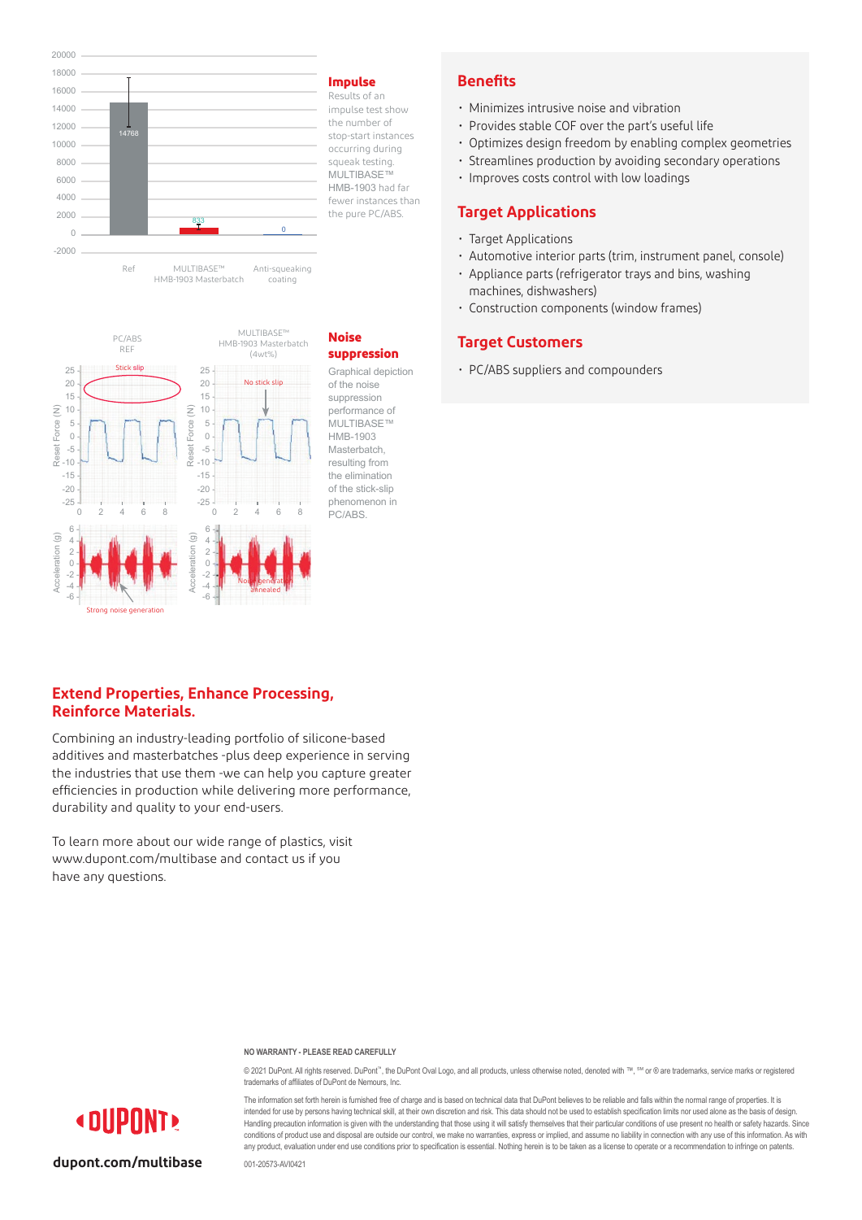20000
18000
16000
14000
12000
10000
8000
6000
4000
2000
0
-2000

14768
833
0

Ref
MULTIBASE™ HMB-1903 Masterbatch
Anti-squeaking coating

### Impulse

Results of an impulse test show the number of stop-start instances occurring during squeak testing. MULTIBASE™ HMB-1903 had far fewer instances than the pure PC/ABS.

PC/ABS REF

MULTIBASE™ HMB-1903 Masterbatch (4wt%)

Stick slip

No stick slip

Reset Force (N)

25
20
15
10
5
0
-5
-10
-15
-20
-25

0 2 4 6 8

Acceleration (g)

6
4
2
0
-2
-4
-6

Strong noise generation

Noise generation annealed

### Noise suppression

Graphical depiction of the noise suppression performance of MULTIBASE™ HMB-1903 Masterbatch, resulting from the elimination of the stick-slip phenomenon in PC/ABS.

## Benefits

- Minimizes intrusive noise and vibration
- Provides stable COF over the part's useful life
- Optimizes design freedom by enabling complex geometries
- Streamlines production by avoiding secondary operations
- Improves costs control with low loadings

## Target Applications

- Target Applications
- Automotive interior parts (trim, instrument panel, console)
- Appliance parts (refrigerator trays and bins, washing machines, dishwashers)
- Construction components (window frames)

## Target Customers

- PC/ABS suppliers and compounders

## Extend Properties, Enhance Processing, Reinforce Materials.

Combining an industry-leading portfolio of silicone-based additives and masterbatches -plus deep experience in serving the industries that use them -we can help you capture greater efficiencies in production while delivering more performance, durability and quality to your end-users.

To learn more about our wide range of plastics, visit www.dupont.com/multibase and contact us if you have any questions.

**NO WARRANTY - PLEASE READ CAREFULLY**

© 2021 DuPont. All rights reserved. DuPont™, the DuPont Oval Logo, and all products, unless otherwise noted, denoted with ™, ℠ or ® are trademarks, service marks or registered trademarks of affiliates of DuPont de Nemours, Inc.

The information set forth herein is furnished free of charge and is based on technical data that DuPont believes to be reliable and falls within the normal range of properties. It is intended for use by persons having technical skill, at their own discretion and risk. This data should not be used to establish specification limits nor used alone as the basis of design. Handling precaution information is given with the understanding that those using it will satisfy themselves that their particular conditions of use present no health or safety hazards. Since conditions of product use and disposal are outside our control, we make no warranties, express or implied, and assume no liability in connection with any use of this information. As with any product, evaluation under end use conditions prior to specification is essential. Nothing herein is to be taken as a license to operate or a recommendation to infringe on patents.

001-20573-AVI0421

DUPONT

dupont.com/multibase